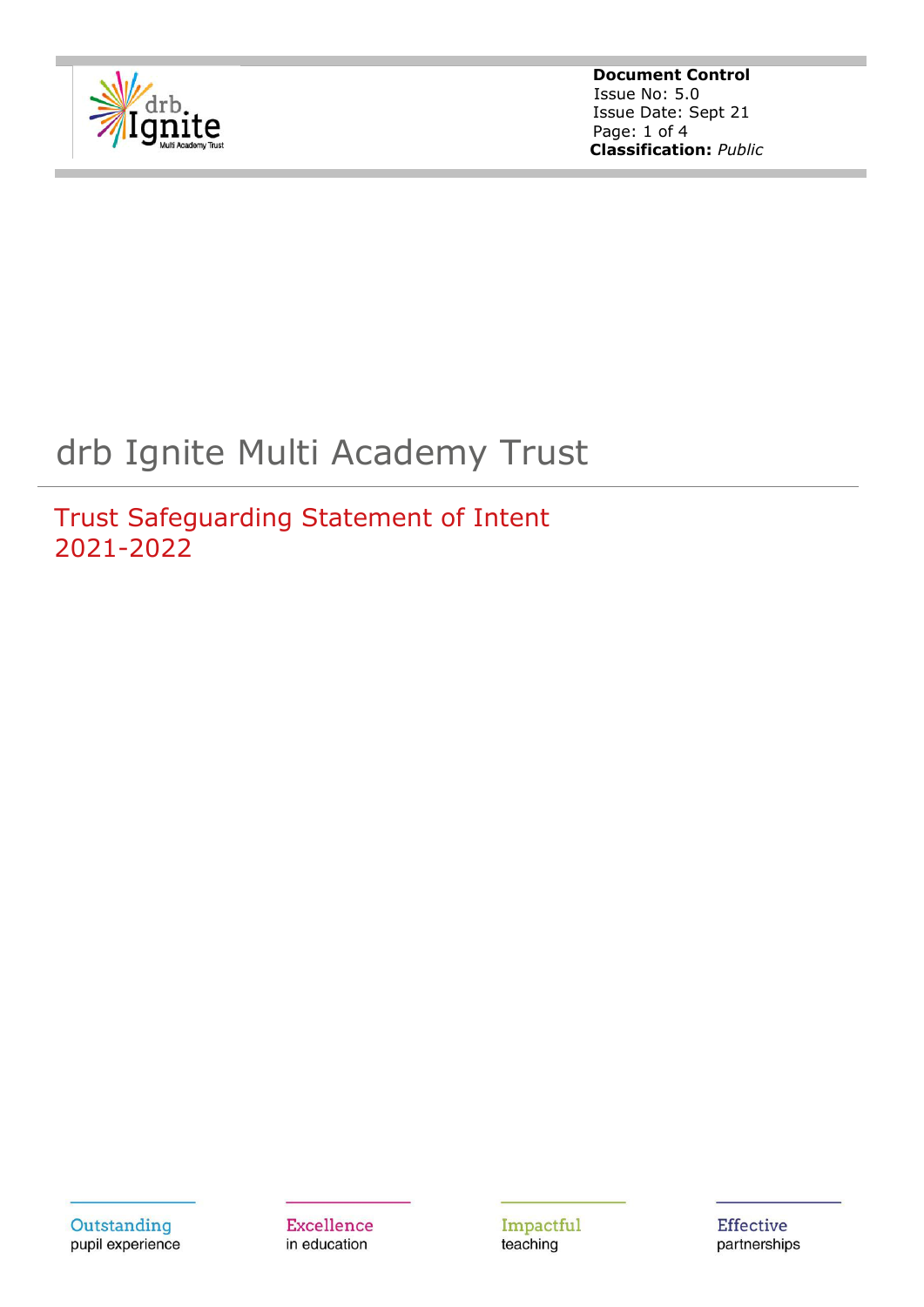**Document Control**
Issue No: 5.0
Issue Date: Sept 21
**Classification:** *Public*

# drb Ignite Multi Academy Trust

## Trust Safeguarding Statement of Intent 2021-2022

Outstanding pupil experience | Excellence in education | Impactful teaching | Effective partnerships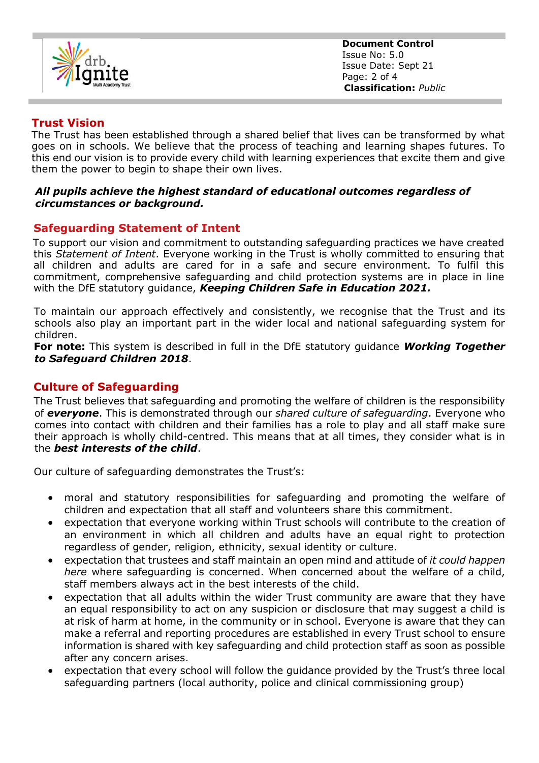## Trust Vision

The Trust has been established through a shared belief that lives can be transformed by what goes on in schools. We believe that the process of teaching and learning shapes futures. To this end our vision is to provide every child with learning experiences that excite them and give them the power to begin to shape their own lives.

***All pupils achieve the highest standard of educational outcomes regardless of circumstances or background.***

## Safeguarding Statement of Intent

To support our vision and commitment to outstanding safeguarding practices we have created this *Statement of Intent*. Everyone working in the Trust is wholly committed to ensuring that all children and adults are cared for in a safe and secure environment. To fulfil this commitment, comprehensive safeguarding and child protection systems are in place in line with the DfE statutory guidance, ***Keeping Children Safe in Education 2021.***

To maintain our approach effectively and consistently, we recognise that the Trust and its schools also play an important part in the wider local and national safeguarding system for children.

**For note:** This system is described in full in the DfE statutory guidance ***Working Together to Safeguard Children 2018***.

## Culture of Safeguarding

The Trust believes that safeguarding and promoting the welfare of children is the responsibility of ***everyone***. This is demonstrated through our *shared culture of safeguarding*. Everyone who comes into contact with children and their families has a role to play and all staff make sure their approach is wholly child-centred. This means that at all times, they consider what is in the ***best interests of the child***.

Our culture of safeguarding demonstrates the Trust's:

- moral and statutory responsibilities for safeguarding and promoting the welfare of children and expectation that all staff and volunteers share this commitment.
- expectation that everyone working within Trust schools will contribute to the creation of an environment in which all children and adults have an equal right to protection regardless of gender, religion, ethnicity, sexual identity or culture.
- expectation that trustees and staff maintain an open mind and attitude of *it could happen here* where safeguarding is concerned. When concerned about the welfare of a child, staff members always act in the best interests of the child.
- expectation that all adults within the wider Trust community are aware that they have an equal responsibility to act on any suspicion or disclosure that may suggest a child is at risk of harm at home, in the community or in school. Everyone is aware that they can make a referral and reporting procedures are established in every Trust school to ensure information is shared with key safeguarding and child protection staff as soon as possible after any concern arises.
- expectation that every school will follow the guidance provided by the Trust's three local safeguarding partners (local authority, police and clinical commissioning group)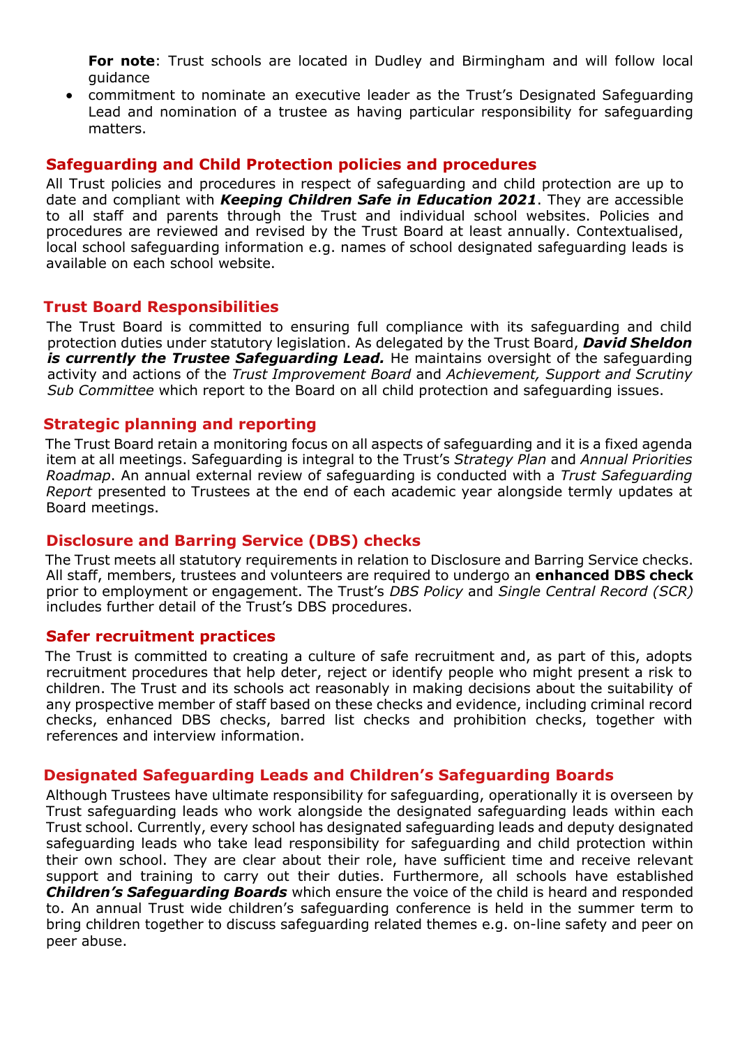**For note**: Trust schools are located in Dudley and Birmingham and will follow local guidance

- commitment to nominate an executive leader as the Trust's Designated Safeguarding Lead and nomination of a trustee as having particular responsibility for safeguarding matters.

## Safeguarding and Child Protection policies and procedures

All Trust policies and procedures in respect of safeguarding and child protection are up to date and compliant with ***Keeping Children Safe in Education 2021***. They are accessible to all staff and parents through the Trust and individual school websites. Policies and procedures are reviewed and revised by the Trust Board at least annually. Contextualised, local school safeguarding information e.g. names of school designated safeguarding leads is available on each school website.

## Trust Board Responsibilities

The Trust Board is committed to ensuring full compliance with its safeguarding and child protection duties under statutory legislation. As delegated by the Trust Board, ***David Sheldon is currently the Trustee Safeguarding Lead.*** He maintains oversight of the safeguarding activity and actions of the *Trust Improvement Board* and *Achievement, Support and Scrutiny Sub Committee* which report to the Board on all child protection and safeguarding issues.

## Strategic planning and reporting

The Trust Board retain a monitoring focus on all aspects of safeguarding and it is a fixed agenda item at all meetings. Safeguarding is integral to the Trust's *Strategy Plan* and *Annual Priorities Roadmap*. An annual external review of safeguarding is conducted with a *Trust Safeguarding Report* presented to Trustees at the end of each academic year alongside termly updates at Board meetings.

## Disclosure and Barring Service (DBS) checks

The Trust meets all statutory requirements in relation to Disclosure and Barring Service checks. All staff, members, trustees and volunteers are required to undergo an **enhanced DBS check** prior to employment or engagement. The Trust's *DBS Policy* and *Single Central Record (SCR)* includes further detail of the Trust's DBS procedures.

## Safer recruitment practices

The Trust is committed to creating a culture of safe recruitment and, as part of this, adopts recruitment procedures that help deter, reject or identify people who might present a risk to children. The Trust and its schools act reasonably in making decisions about the suitability of any prospective member of staff based on these checks and evidence, including criminal record checks, enhanced DBS checks, barred list checks and prohibition checks, together with references and interview information.

## Designated Safeguarding Leads and Children's Safeguarding Boards

Although Trustees have ultimate responsibility for safeguarding, operationally it is overseen by Trust safeguarding leads who work alongside the designated safeguarding leads within each Trust school. Currently, every school has designated safeguarding leads and deputy designated safeguarding leads who take lead responsibility for safeguarding and child protection within their own school. They are clear about their role, have sufficient time and receive relevant support and training to carry out their duties. Furthermore, all schools have established ***Children's Safeguarding Boards*** which ensure the voice of the child is heard and responded to. An annual Trust wide children's safeguarding conference is held in the summer term to bring children together to discuss safeguarding related themes e.g. on-line safety and peer on peer abuse.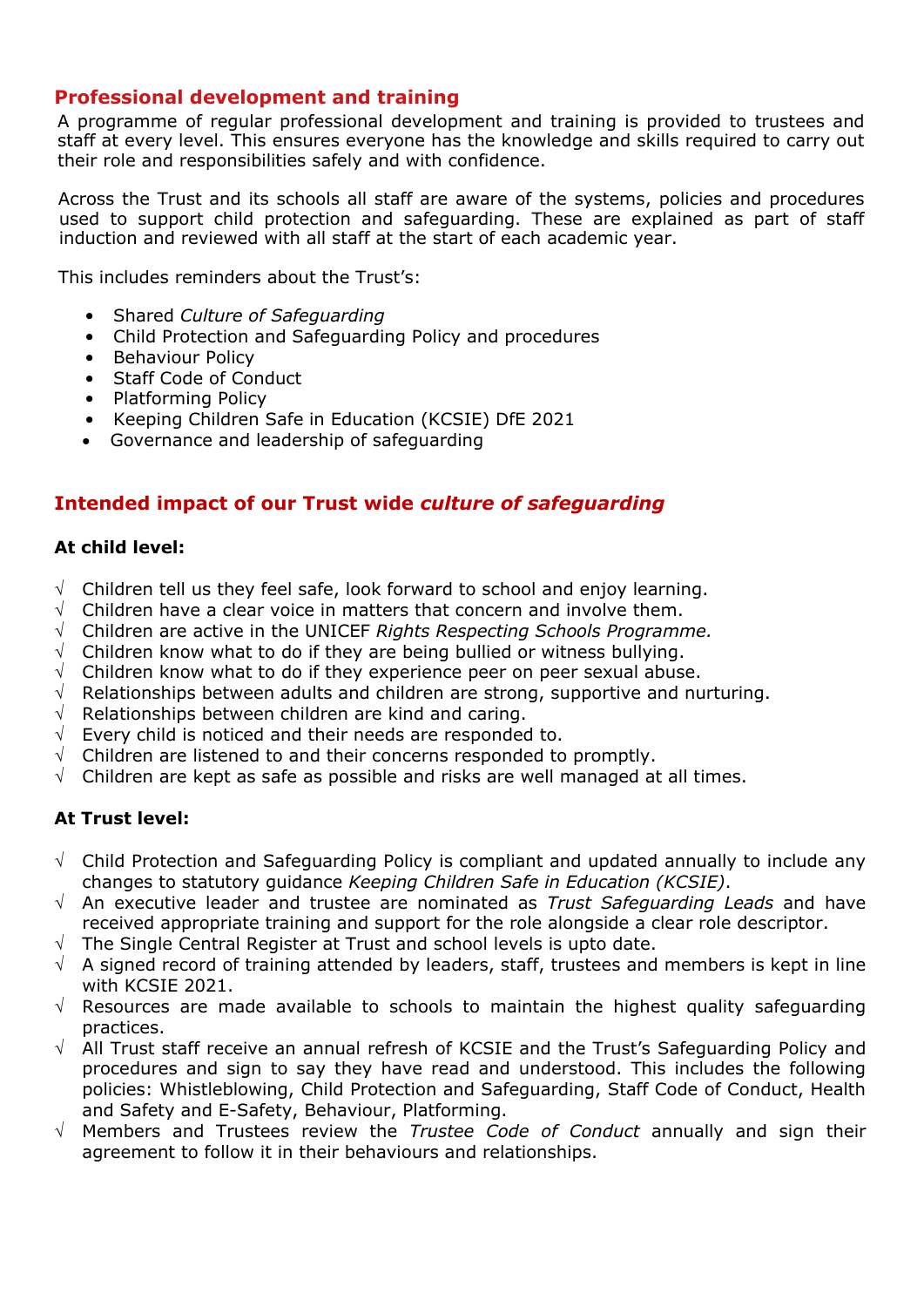## Professional development and training

A programme of regular professional development and training is provided to trustees and staff at every level. This ensures everyone has the knowledge and skills required to carry out their role and responsibilities safely and with confidence.

Across the Trust and its schools all staff are aware of the systems, policies and procedures used to support child protection and safeguarding. These are explained as part of staff induction and reviewed with all staff at the start of each academic year.

This includes reminders about the Trust's:

- Shared *Culture of Safeguarding*
- Child Protection and Safeguarding Policy and procedures
- Behaviour Policy
- Staff Code of Conduct
- Platforming Policy
- Keeping Children Safe in Education (KCSIE) DfE 2021
- Governance and leadership of safeguarding

## Intended impact of our Trust wide *culture of safeguarding*

**At child level:**

- √ Children tell us they feel safe, look forward to school and enjoy learning.
- √ Children have a clear voice in matters that concern and involve them.
- √ Children are active in the UNICEF *Rights Respecting Schools Programme.*
- √ Children know what to do if they are being bullied or witness bullying.
- √ Children know what to do if they experience peer on peer sexual abuse.
- √ Relationships between adults and children are strong, supportive and nurturing.
- √ Relationships between children are kind and caring.
- √ Every child is noticed and their needs are responded to.
- √ Children are listened to and their concerns responded to promptly.
- √ Children are kept as safe as possible and risks are well managed at all times.

**At Trust level:**

- √ Child Protection and Safeguarding Policy is compliant and updated annually to include any changes to statutory guidance *Keeping Children Safe in Education (KCSIE)*.
- √ An executive leader and trustee are nominated as *Trust Safeguarding Leads* and have received appropriate training and support for the role alongside a clear role descriptor.
- √ The Single Central Register at Trust and school levels is upto date.
- √ A signed record of training attended by leaders, staff, trustees and members is kept in line with KCSIE 2021.
- √ Resources are made available to schools to maintain the highest quality safeguarding practices.
- √ All Trust staff receive an annual refresh of KCSIE and the Trust's Safeguarding Policy and procedures and sign to say they have read and understood. This includes the following policies: Whistleblowing, Child Protection and Safeguarding, Staff Code of Conduct, Health and Safety and E-Safety, Behaviour, Platforming.
- √ Members and Trustees review the *Trustee Code of Conduct* annually and sign their agreement to follow it in their behaviours and relationships.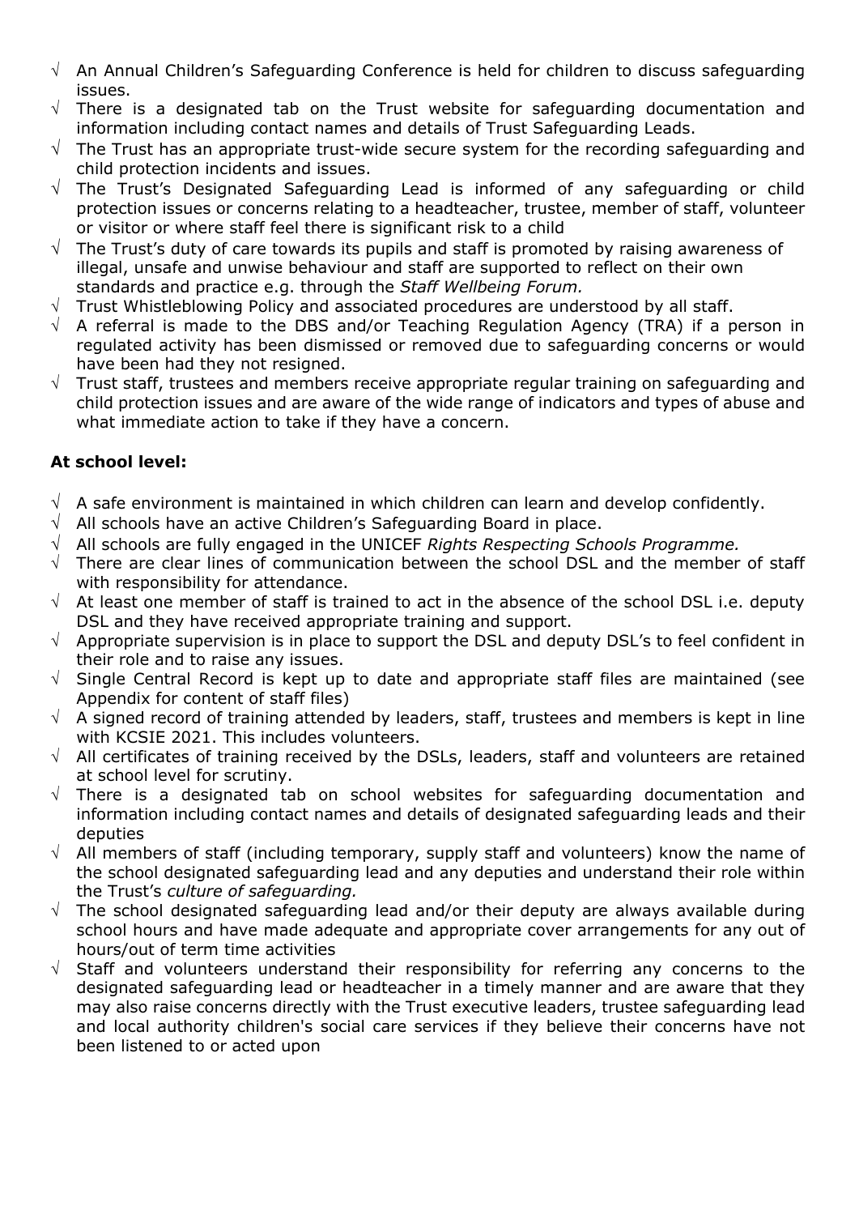- √ An Annual Children's Safeguarding Conference is held for children to discuss safeguarding issues.
- √ There is a designated tab on the Trust website for safeguarding documentation and information including contact names and details of Trust Safeguarding Leads.
- √ The Trust has an appropriate trust-wide secure system for the recording safeguarding and child protection incidents and issues.
- √ The Trust's Designated Safeguarding Lead is informed of any safeguarding or child protection issues or concerns relating to a headteacher, trustee, member of staff, volunteer or visitor or where staff feel there is significant risk to a child
- √ The Trust's duty of care towards its pupils and staff is promoted by raising awareness of illegal, unsafe and unwise behaviour and staff are supported to reflect on their own standards and practice e.g. through the *Staff Wellbeing Forum.*
- √ Trust Whistleblowing Policy and associated procedures are understood by all staff.
- √ A referral is made to the DBS and/or Teaching Regulation Agency (TRA) if a person in regulated activity has been dismissed or removed due to safeguarding concerns or would have been had they not resigned.
- √ Trust staff, trustees and members receive appropriate regular training on safeguarding and child protection issues and are aware of the wide range of indicators and types of abuse and what immediate action to take if they have a concern.

**At school level:**

- √ A safe environment is maintained in which children can learn and develop confidently.
- √ All schools have an active Children's Safeguarding Board in place.
- √ All schools are fully engaged in the UNICEF *Rights Respecting Schools Programme.*
- √ There are clear lines of communication between the school DSL and the member of staff with responsibility for attendance.
- √ At least one member of staff is trained to act in the absence of the school DSL i.e. deputy DSL and they have received appropriate training and support.
- √ Appropriate supervision is in place to support the DSL and deputy DSL's to feel confident in their role and to raise any issues.
- √ Single Central Record is kept up to date and appropriate staff files are maintained (see Appendix for content of staff files)
- √ A signed record of training attended by leaders, staff, trustees and members is kept in line with KCSIE 2021. This includes volunteers.
- √ All certificates of training received by the DSLs, leaders, staff and volunteers are retained at school level for scrutiny.
- √ There is a designated tab on school websites for safeguarding documentation and information including contact names and details of designated safeguarding leads and their deputies
- √ All members of staff (including temporary, supply staff and volunteers) know the name of the school designated safeguarding lead and any deputies and understand their role within the Trust's *culture of safeguarding.*
- √ The school designated safeguarding lead and/or their deputy are always available during school hours and have made adequate and appropriate cover arrangements for any out of hours/out of term time activities
- √ Staff and volunteers understand their responsibility for referring any concerns to the designated safeguarding lead or headteacher in a timely manner and are aware that they may also raise concerns directly with the Trust executive leaders, trustee safeguarding lead and local authority children's social care services if they believe their concerns have not been listened to or acted upon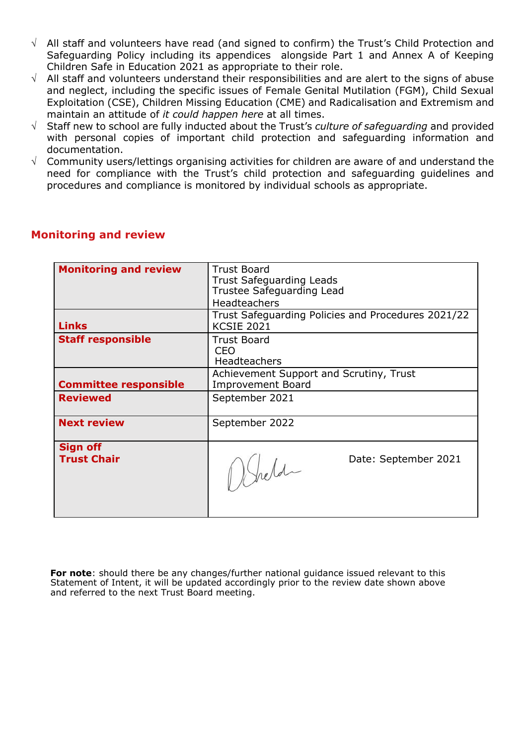- √ All staff and volunteers have read (and signed to confirm) the Trust's Child Protection and Safeguarding Policy including its appendices alongside Part 1 and Annex A of Keeping Children Safe in Education 2021 as appropriate to their role.
- √ All staff and volunteers understand their responsibilities and are alert to the signs of abuse and neglect, including the specific issues of Female Genital Mutilation (FGM), Child Sexual Exploitation (CSE), Children Missing Education (CME) and Radicalisation and Extremism and maintain an attitude of *it could happen here* at all times.
- √ Staff new to school are fully inducted about the Trust's *culture of safeguarding* and provided with personal copies of important child protection and safeguarding information and documentation.
- √ Community users/lettings organising activities for children are aware of and understand the need for compliance with the Trust's child protection and safeguarding guidelines and procedures and compliance is monitored by individual schools as appropriate.

## Monitoring and review

| | |
|---|---|
| **Monitoring and review** | Trust Board<br>Trust Safeguarding Leads<br>Trustee Safeguarding Lead<br>Headteachers |
| **Links** | Trust Safeguarding Policies and Procedures 2021/22<br>KCSIE 2021 |
| **Staff responsible** | Trust Board<br>CEO<br>Headteachers |
| **Committee responsible** | Achievement Support and Scrutiny, Trust Improvement Board |
| **Reviewed** | September 2021 |
| **Next review** | September 2022 |
| **Sign off**<br>**Trust Chair** | [signature] Date: September 2021 |

**For note**: should there be any changes/further national guidance issued relevant to this Statement of Intent, it will be updated accordingly prior to the review date shown above and referred to the next Trust Board meeting.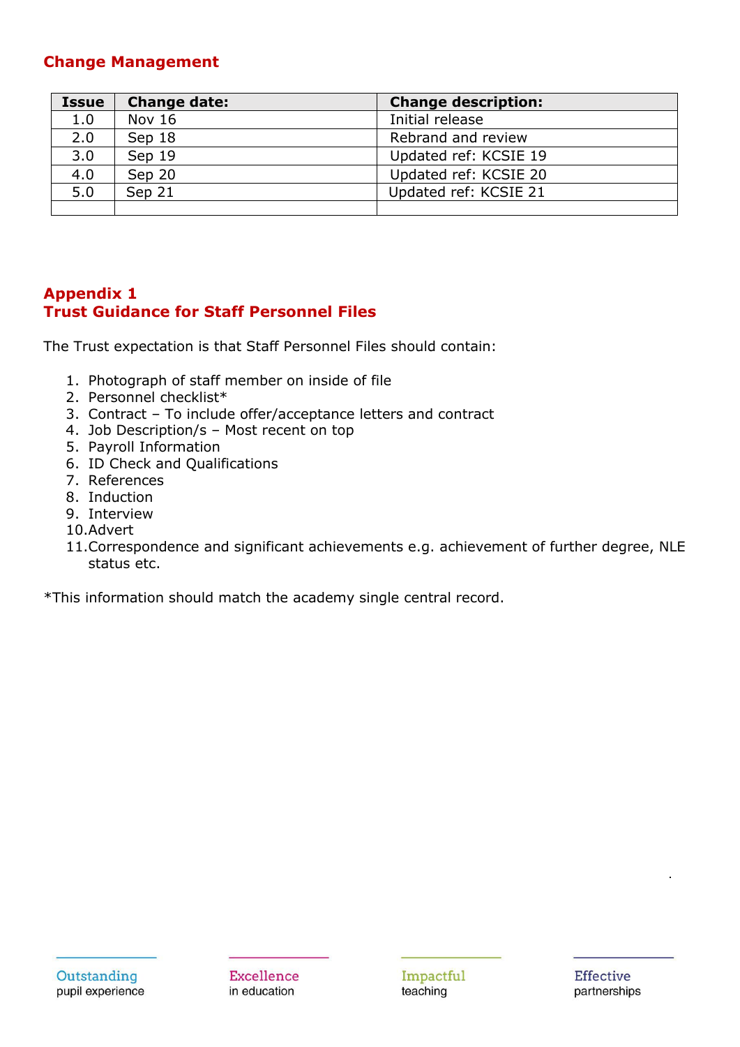## Change Management

| Issue | Change date: | Change description: |
|---|---|---|
| 1.0 | Nov 16 | Initial release |
| 2.0 | Sep 18 | Rebrand and review |
| 3.0 | Sep 19 | Updated ref: KCSIE 19 |
| 4.0 | Sep 20 | Updated ref: KCSIE 20 |
| 5.0 | Sep 21 | Updated ref: KCSIE 21 |
| | | |

## Appendix 1
## Trust Guidance for Staff Personnel Files

The Trust expectation is that Staff Personnel Files should contain:

1. Photograph of staff member on inside of file
2. Personnel checklist*
3. Contract – To include offer/acceptance letters and contract
4. Job Description/s – Most recent on top
5. Payroll Information
6. ID Check and Qualifications
7. References
8. Induction
9. Interview
10. Advert
11. Correspondence and significant achievements e.g. achievement of further degree, NLE status etc.

*This information should match the academy single central record.

Outstanding pupil experience

Excellence in education

Impactful teaching

Effective partnerships